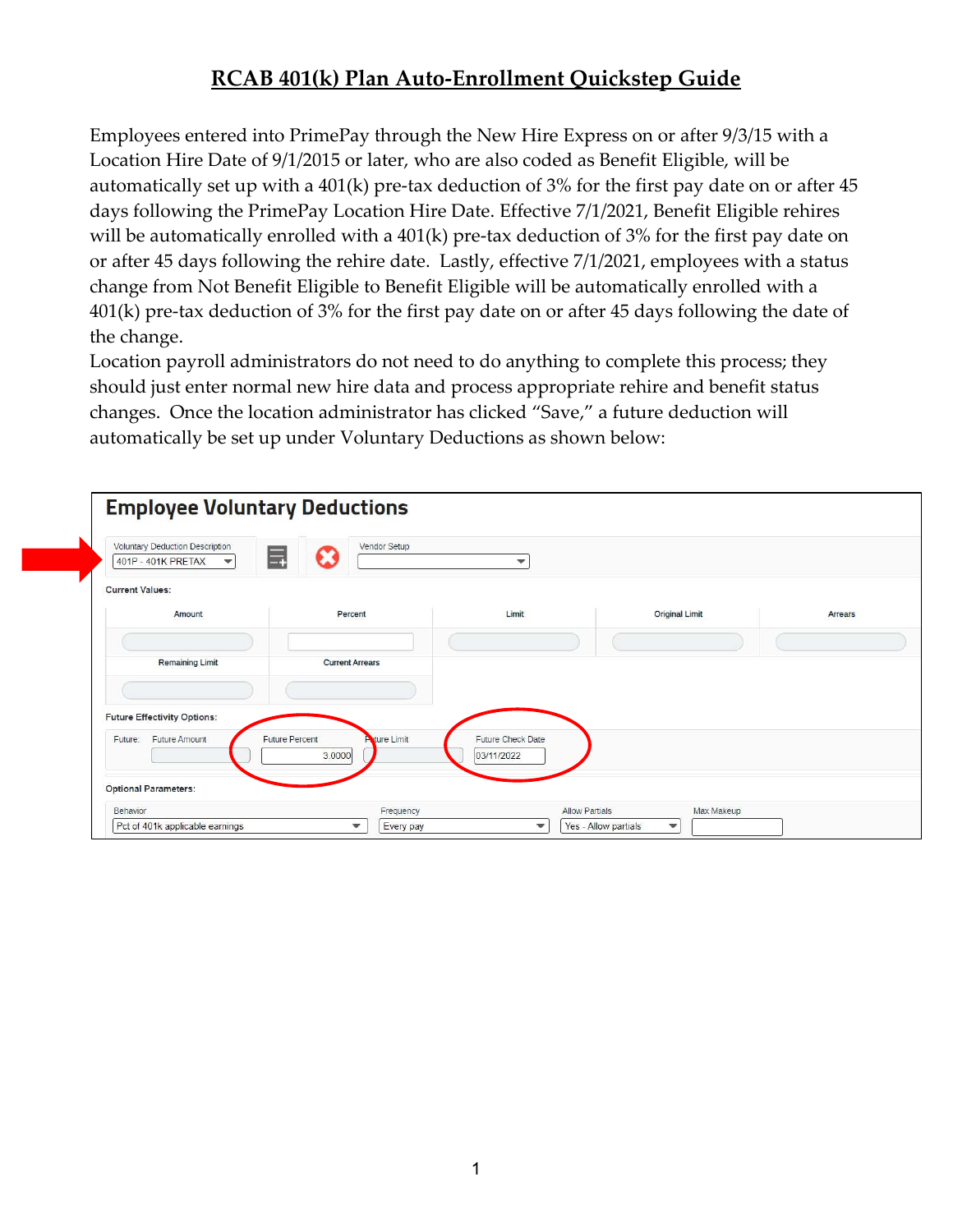# RCAB 401(k) Plan Auto-Enrollment Quickstep Guide

Employees entered into PrimePay through the New Hire Express on or after 9/3/15 with a Location Hire Date of 9/1/2015 or later, who are also coded as Benefit Eligible, will be automatically set up with a 401(k) pre-tax deduction of 3% for the first pay date on or after 45 days following the PrimePay Location Hire Date. Effective 7/1/2021, Benefit Eligible rehires will be automatically enrolled with a 401(k) pre-tax deduction of 3% for the first pay date on or after 45 days following the rehire date. Lastly, effective 7/1/2021, employees with a status change from Not Benefit Eligible to Benefit Eligible will be automatically enrolled with a 401(k) pre-tax deduction of 3% for the first pay date on or after 45 days following the date of the change.

Location payroll administrators do not need to do anything to complete this process; they should just enter normal new hire data and process appropriate rehire and benefit status changes. Once the location administrator has clicked "Save," a future deduction will automatically be set up under Voluntary Deductions as shown below:

**Employee Voluntary Deductions**

Voluntary Deduction Description: 401P - 401K PRETAX

Vendor Setup:

Current Values:

| Amount | Percent | Limit | Original Limit | Arrears |
|---|---|---|---|---|
| | | | | |

| Remaining Limit | Current Arrears |
|---|---|
| | |

Future Effectivity Options:

| Future Amount | Future Percent | Future Limit | Future Check Date |
|---|---|---|---|
| | 3.0000 | | 03/11/2022 |

Optional Parameters:

| Behavior | Frequency | Allow Partials | Max Makeup |
|---|---|---|---|
| Pct of 401k applicable earnings | Every pay | Yes - Allow partials | |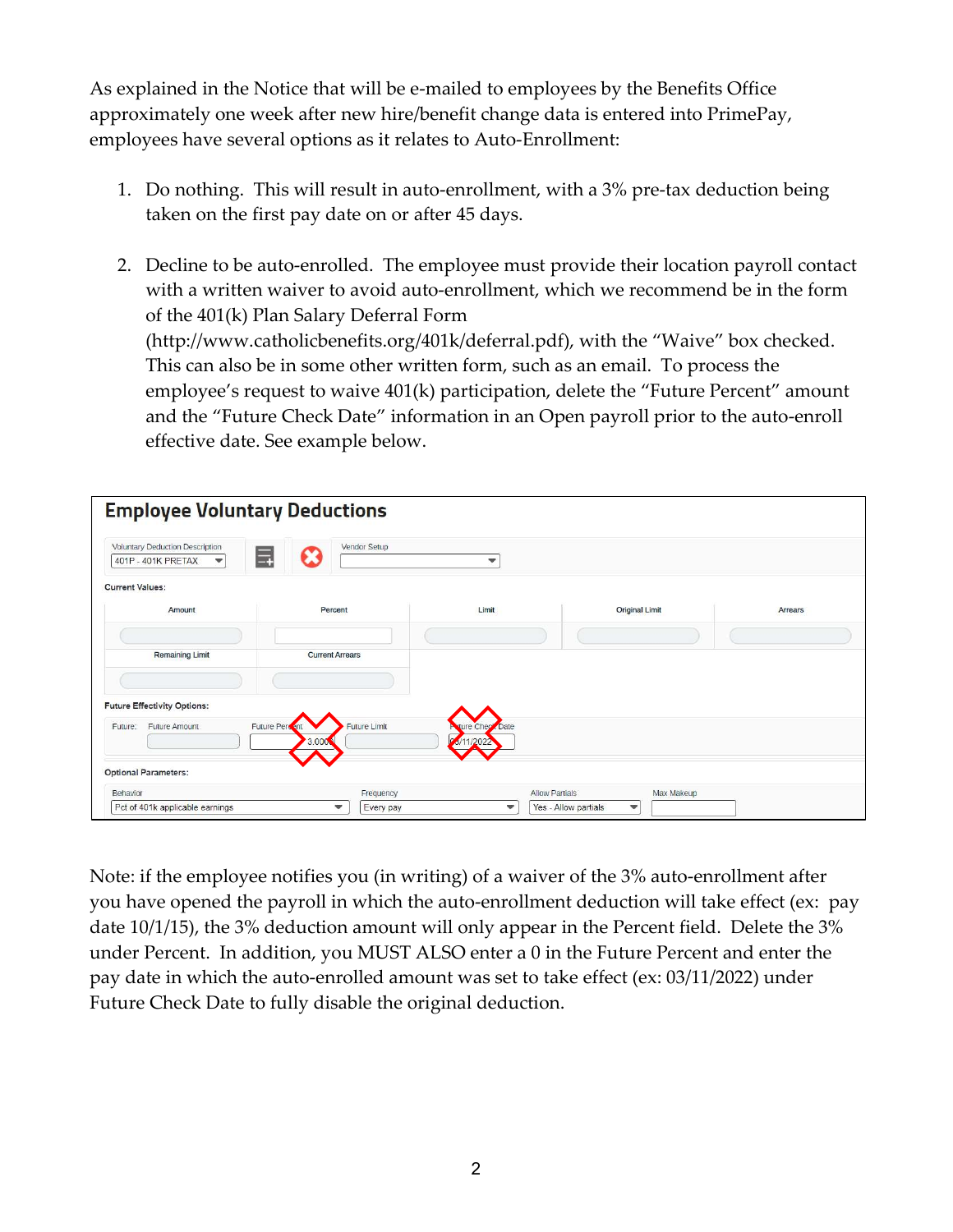As explained in the Notice that will be e-mailed to employees by the Benefits Office approximately one week after new hire/benefit change data is entered into PrimePay, employees have several options as it relates to Auto-Enrollment:

1. Do nothing. This will result in auto-enrollment, with a 3% pre-tax deduction being taken on the first pay date on or after 45 days.

2. Decline to be auto-enrolled. The employee must provide their location payroll contact with a written waiver to avoid auto-enrollment, which we recommend be in the form of the 401(k) Plan Salary Deferral Form (http://www.catholicbenefits.org/401k/deferral.pdf), with the "Waive" box checked. This can also be in some other written form, such as an email. To process the employee's request to waive 401(k) participation, delete the "Future Percent" amount and the "Future Check Date" information in an Open payroll prior to the auto-enroll effective date. See example below.

Note: if the employee notifies you (in writing) of a waiver of the 3% auto-enrollment after you have opened the payroll in which the auto-enrollment deduction will take effect (ex: pay date 10/1/15), the 3% deduction amount will only appear in the Percent field. Delete the 3% under Percent. In addition, you MUST ALSO enter a 0 in the Future Percent and enter the pay date in which the auto-enrolled amount was set to take effect (ex: 03/11/2022) under Future Check Date to fully disable the original deduction.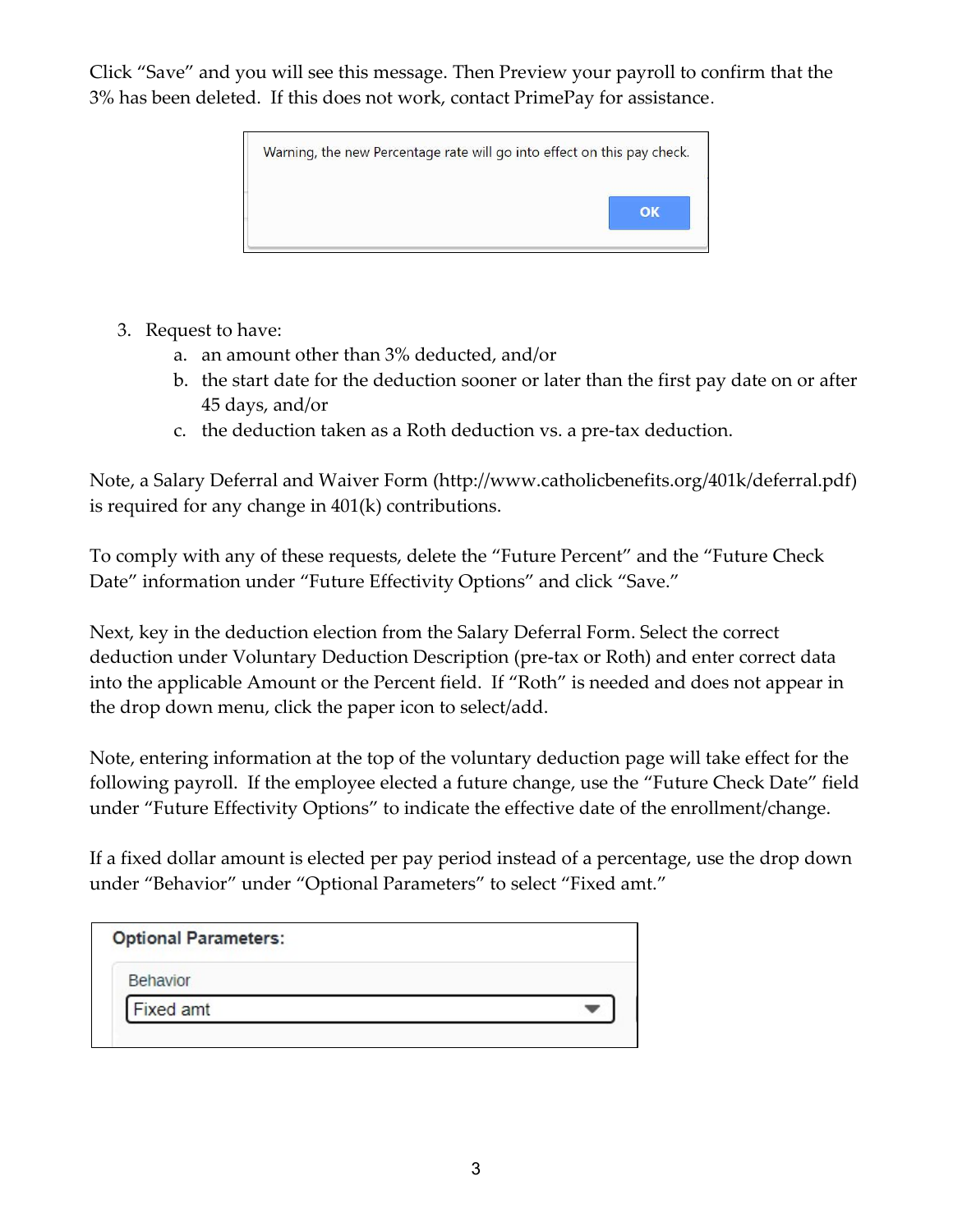Click "Save" and you will see this message. Then Preview your payroll to confirm that the 3% has been deleted. If this does not work, contact PrimePay for assistance.

Warning, the new Percentage rate will go into effect on this pay check.

OK

3. Request to have:
   a. an amount other than 3% deducted, and/or
   b. the start date for the deduction sooner or later than the first pay date on or after 45 days, and/or
   c. the deduction taken as a Roth deduction vs. a pre-tax deduction.

Note, a Salary Deferral and Waiver Form (http://www.catholicbenefits.org/401k/deferral.pdf) is required for any change in 401(k) contributions.

To comply with any of these requests, delete the "Future Percent" and the "Future Check Date" information under "Future Effectivity Options" and click "Save."

Next, key in the deduction election from the Salary Deferral Form. Select the correct deduction under Voluntary Deduction Description (pre-tax or Roth) and enter correct data into the applicable Amount or the Percent field. If "Roth" is needed and does not appear in the drop down menu, click the paper icon to select/add.

Note, entering information at the top of the voluntary deduction page will take effect for the following payroll. If the employee elected a future change, use the "Future Check Date" field under "Future Effectivity Options" to indicate the effective date of the enrollment/change.

If a fixed dollar amount is elected per pay period instead of a percentage, use the drop down under "Behavior" under "Optional Parameters" to select "Fixed amt."

**Optional Parameters:**

Behavior

Fixed amt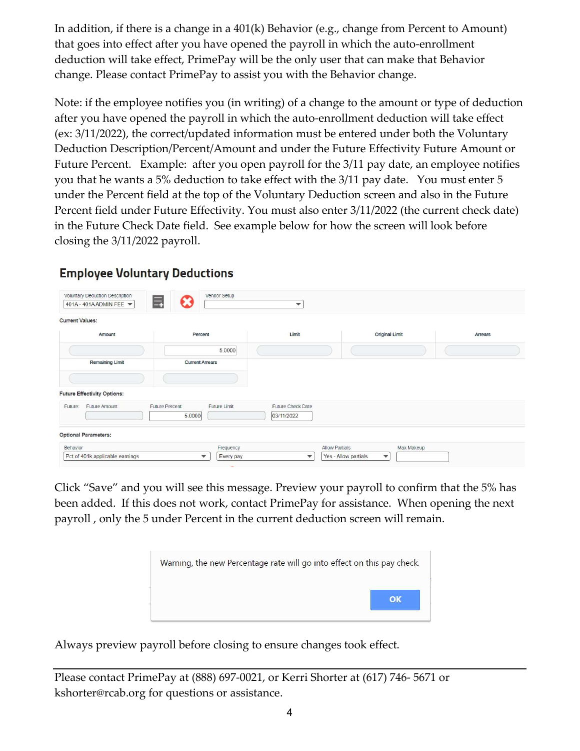In addition, if there is a change in a 401(k) Behavior (e.g., change from Percent to Amount) that goes into effect after you have opened the payroll in which the auto-enrollment deduction will take effect, PrimePay will be the only user that can make that Behavior change. Please contact PrimePay to assist you with the Behavior change.

Note: if the employee notifies you (in writing) of a change to the amount or type of deduction after you have opened the payroll in which the auto-enrollment deduction will take effect (ex: 3/11/2022), the correct/updated information must be entered under both the Voluntary Deduction Description/Percent/Amount and under the Future Effectivity Future Amount or Future Percent. Example: after you open payroll for the 3/11 pay date, an employee notifies you that he wants a 5% deduction to take effect with the 3/11 pay date. You must enter 5 under the Percent field at the top of the Voluntary Deduction screen and also in the Future Percent field under Future Effectivity. You must also enter 3/11/2022 (the current check date) in the Future Check Date field. See example below for how the screen will look before closing the 3/11/2022 payroll.

## Employee Voluntary Deductions

Voluntary Deduction Description: 401A - 401A ADMIN FEE

Vendor Setup

**Current Values:**

| Amount | Percent | Limit | Original Limit | Arrears |
|---|---|---|---|---|
| | 5.0000 | | | |

| Remaining Limit | Current Arrears |
|---|---|
| | |

**Future Effectivity Options:**

| Future: Future Amount | Future Percent | Future Limit | Future Check Date |
|---|---|---|---|
| | 5.0000 | | 03/11/2022 |

**Optional Parameters:**

| Behavior | Frequency | Allow Partials | Max Makeup |
|---|---|---|---|
| Pct of 401k applicable earnings | Every pay | Yes - Allow partials | |

Click "Save" and you will see this message. Preview your payroll to confirm that the 5% has been added. If this does not work, contact PrimePay for assistance. When opening the next payroll , only the 5 under Percent in the current deduction screen will remain.

Warning, the new Percentage rate will go into effect on this pay check.

OK

Always preview payroll before closing to ensure changes took effect.

---

Please contact PrimePay at (888) 697-0021, or Kerri Shorter at (617) 746- 5671 or kshorter@rcab.org for questions or assistance.